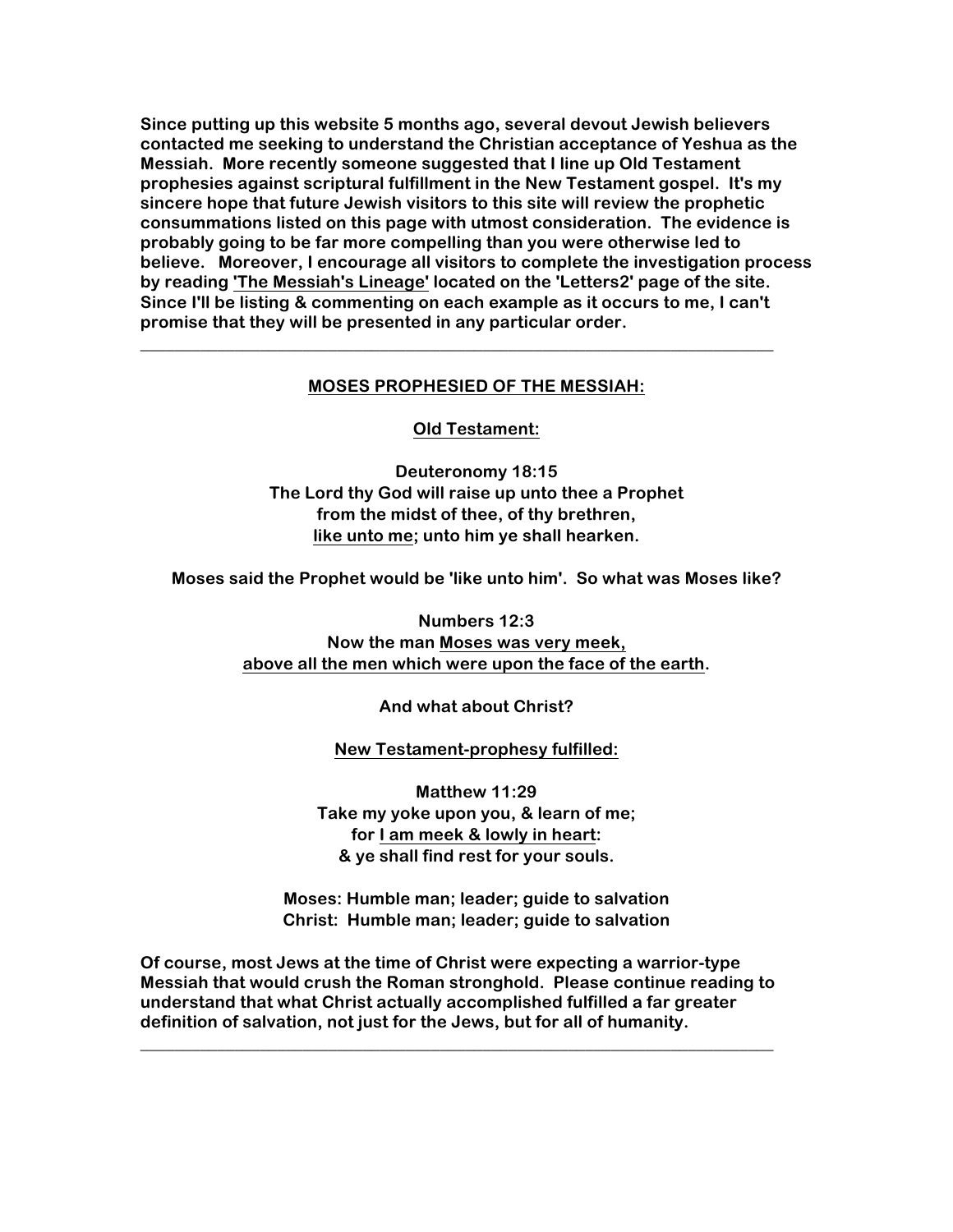**Since putting up this website 5 months ago, several devout Jewish believers contacted me seeking to understand the Christian acceptance of Yeshua as the Messiah. More recently someone suggested that I line up Old Testament prophesies against scriptural fulfillment in the New Testament gospel. It's my sincere hope that future Jewish visitors to this site will review the prophetic consummations listed on this page with utmost consideration. The evidence is probably going to be far more compelling than you were otherwise led to believe. Moreover, I encourage all visitors to complete the investigation process by reading 'The Messiah's Lineage' located on the 'Letters2' page of the site. Since I'll be listing & commenting on each example as it occurs to me, I can't promise that they will be presented in any particular order.**

---

## MOSES PROPHESIED OF THE MESSIAH:

**Old Testament:**

**Deuteronomy 18:15**
**The Lord thy God will raise up unto thee a Prophet**
**from the midst of thee, of thy brethren,**
**like unto me; unto him ye shall hearken.**

**Moses said the Prophet would be 'like unto him'. So what was Moses like?**

**Numbers 12:3**
**Now the man Moses was very meek,**
**above all the men which were upon the face of the earth.**

**And what about Christ?**

**New Testament-prophesy fulfilled:**

**Matthew 11:29**
**Take my yoke upon you, & learn of me;**
**for I am meek & lowly in heart:**
**& ye shall find rest for your souls.**

**Moses: Humble man; leader; guide to salvation**
**Christ: Humble man; leader; guide to salvation**

**Of course, most Jews at the time of Christ were expecting a warrior-type Messiah that would crush the Roman stronghold. Please continue reading to understand that what Christ actually accomplished fulfilled a far greater definition of salvation, not just for the Jews, but for all of humanity.**

---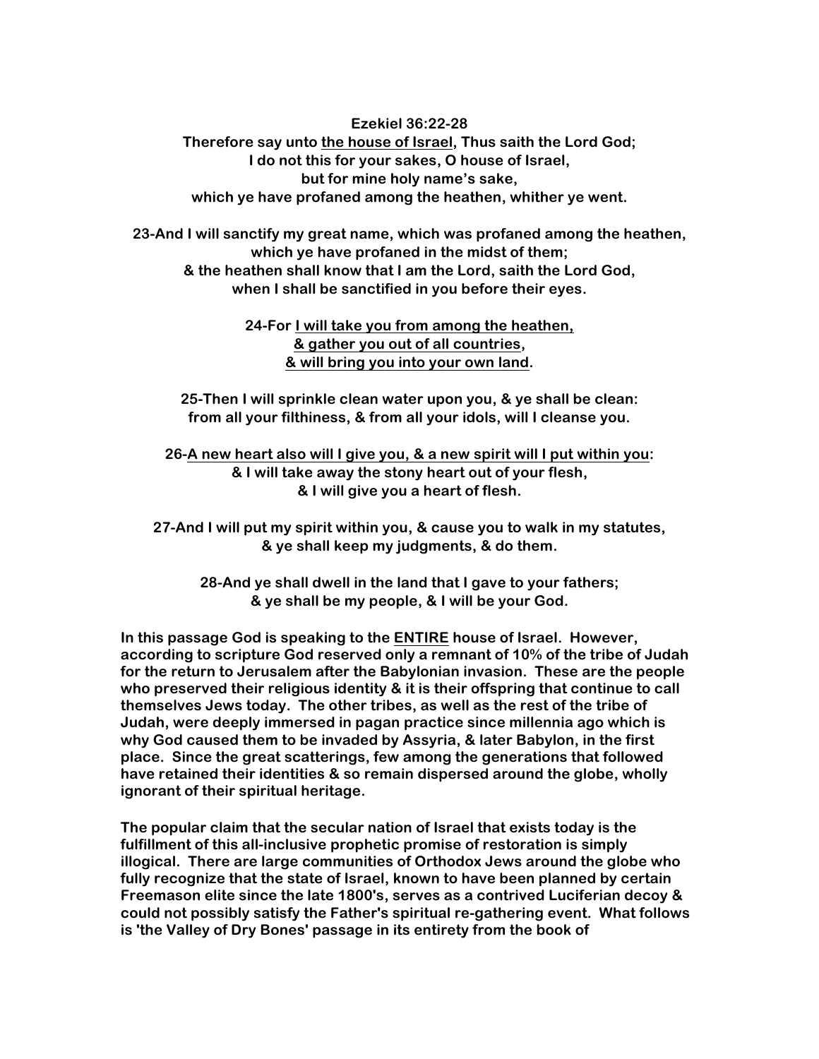**Ezekiel 36:22-28**
**Therefore say unto <u>the house of Israel</u>, Thus saith the Lord God;**
**I do not this for your sakes, O house of Israel,**
**but for mine holy name's sake,**
**which ye have profaned among the heathen, whither ye went.**

**23-And I will sanctify my great name, which was profaned among the heathen,**
**which ye have profaned in the midst of them;**
**& the heathen shall know that I am the Lord, saith the Lord God,**
**when I shall be sanctified in you before their eyes.**

**24-For <u>I will take you from among the heathen,</u>**
**<u>& gather you out of all countries</u>,**
**<u>& will bring you into your own land</u>.**

**25-Then I will sprinkle clean water upon you, & ye shall be clean:**
**from all your filthiness, & from all your idols, will I cleanse you.**

**26-<u>A new heart also will I give you, & a new spirit will I put within you</u>:**
**& I will take away the stony heart out of your flesh,**
**& I will give you a heart of flesh.**

**27-And I will put my spirit within you, & cause you to walk in my statutes,**
**& ye shall keep my judgments, & do them.**

**28-And ye shall dwell in the land that I gave to your fathers;**
**& ye shall be my people, & I will be your God.**

**In this passage God is speaking to the <u>ENTIRE</u> house of Israel. However, according to scripture God reserved only a remnant of 10% of the tribe of Judah for the return to Jerusalem after the Babylonian invasion. These are the people who preserved their religious identity & it is their offspring that continue to call themselves Jews today. The other tribes, as well as the rest of the tribe of Judah, were deeply immersed in pagan practice since millennia ago which is why God caused them to be invaded by Assyria, & later Babylon, in the first place. Since the great scatterings, few among the generations that followed have retained their identities & so remain dispersed around the globe, wholly ignorant of their spiritual heritage.**

**The popular claim that the secular nation of Israel that exists today is the fulfillment of this all-inclusive prophetic promise of restoration is simply illogical. There are large communities of Orthodox Jews around the globe who fully recognize that the state of Israel, known to have been planned by certain Freemason elite since the late 1800's, serves as a contrived Luciferian decoy & could not possibly satisfy the Father's spiritual re-gathering event. What follows is 'the Valley of Dry Bones' passage in its entirety from the book of**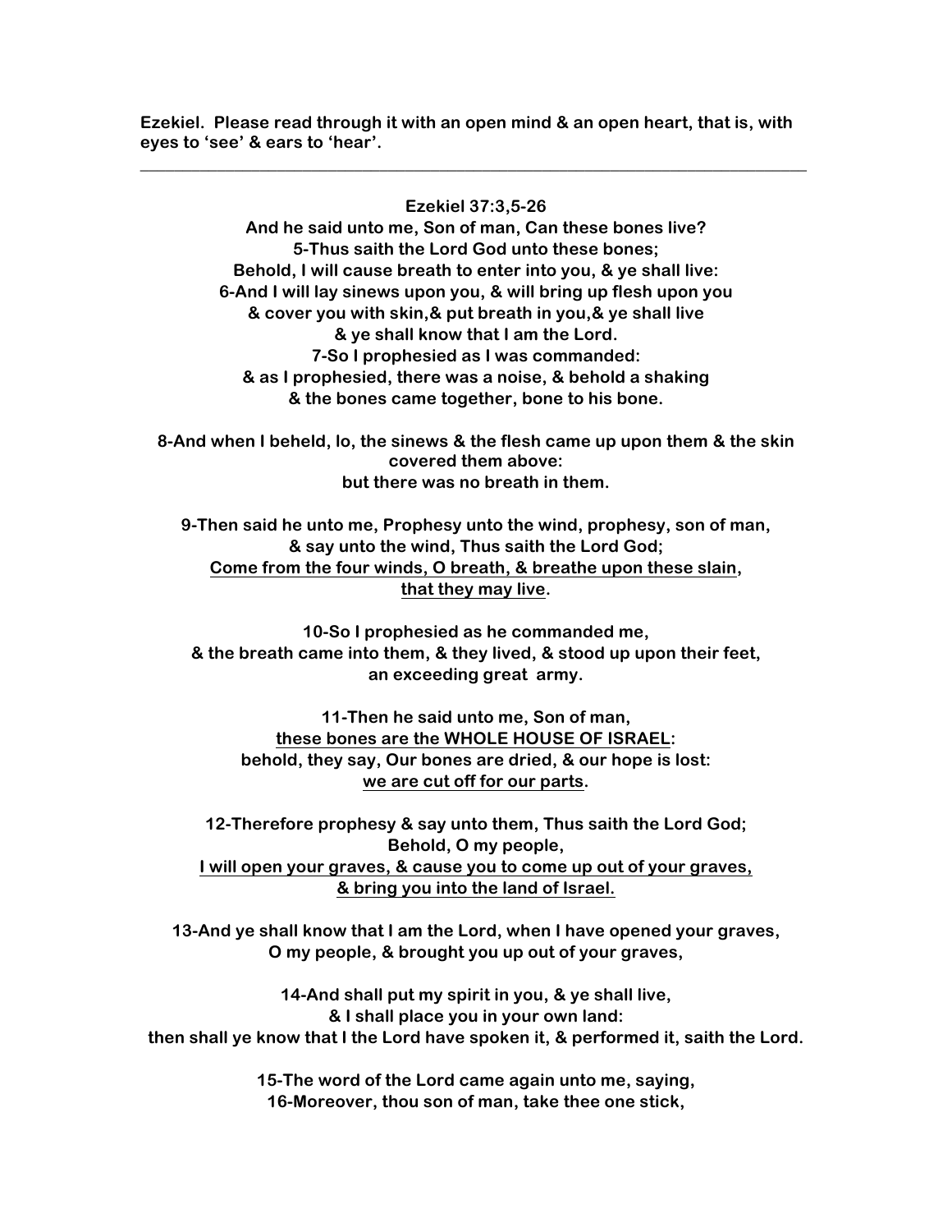**Ezekiel. Please read through it with an open mind & an open heart, that is, with eyes to 'see' & ears to 'hear'.**

---

**Ezekiel 37:3,5-26**

**And he said unto me, Son of man, Can these bones live?**
**5-Thus saith the Lord God unto these bones;**
**Behold, I will cause breath to enter into you, & ye shall live:**
**6-And I will lay sinews upon you, & will bring up flesh upon you**
**& cover you with skin,& put breath in you,& ye shall live**
**& ye shall know that I am the Lord.**
**7-So I prophesied as I was commanded:**
**& as I prophesied, there was a noise, & behold a shaking**
**& the bones came together, bone to his bone.**

**8-And when I beheld, lo, the sinews & the flesh came up upon them & the skin covered them above:**
**but there was no breath in them.**

**9-Then said he unto me, Prophesy unto the wind, prophesy, son of man,**
**& say unto the wind, Thus saith the Lord God;**
**<u>Come from the four winds, O breath, & breathe upon these slain</u>,**
**<u>that they may live</u>.**

**10-So I prophesied as he commanded me,**
**& the breath came into them, & they lived, & stood up upon their feet,**
**an exceeding great army.**

**11-Then he said unto me, Son of man,**
**<u>these bones are the WHOLE HOUSE OF ISRAEL</u>:**
**behold, they say, Our bones are dried, & our hope is lost:**
**<u>we are cut off for our parts</u>.**

**12-Therefore prophesy & say unto them, Thus saith the Lord God;**
**Behold, O my people,**
**<u>I will open your graves, & cause you to come up out of your graves,</u>**
**<u>& bring you into the land of Israel.</u>**

**13-And ye shall know that I am the Lord, when I have opened your graves,**
**O my people, & brought you up out of your graves,**

**14-And shall put my spirit in you, & ye shall live,**
**& I shall place you in your own land:**
**then shall ye know that I the Lord have spoken it, & performed it, saith the Lord.**

**15-The word of the Lord came again unto me, saying,**
**16-Moreover, thou son of man, take thee one stick,**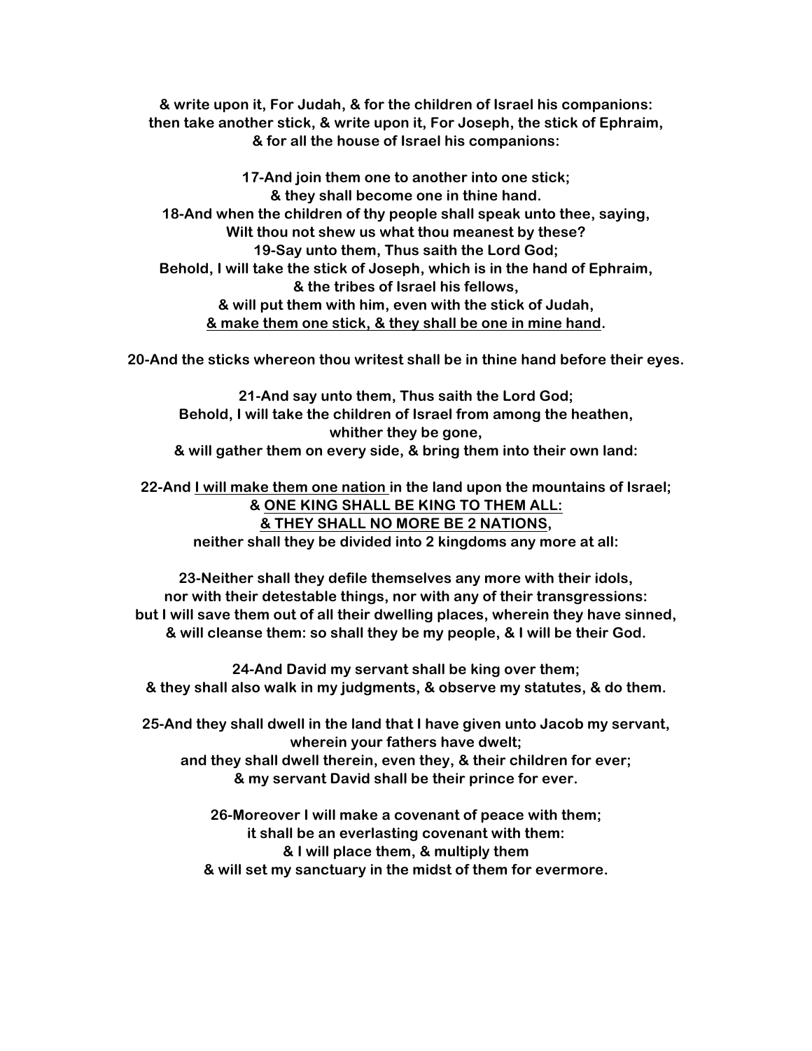**& write upon it, For Judah, & for the children of Israel his companions:**
**then take another stick, & write upon it, For Joseph, the stick of Ephraim,**
**& for all the house of Israel his companions:**

**17-And join them one to another into one stick;**
**& they shall become one in thine hand.**
**18-And when the children of thy people shall speak unto thee, saying,**
**Wilt thou not shew us what thou meanest by these?**
**19-Say unto them, Thus saith the Lord God;**
**Behold, I will take the stick of Joseph, which is in the hand of Ephraim,**
**& the tribes of Israel his fellows,**
**& will put them with him, even with the stick of Judah,**
**<u>& make them one stick, & they shall be one in mine hand</u>.**

**20-And the sticks whereon thou writest shall be in thine hand before their eyes.**

**21-And say unto them, Thus saith the Lord God;**
**Behold, I will take the children of Israel from among the heathen,**
**whither they be gone,**
**& will gather them on every side, & bring them into their own land:**

**22-And <u>I will make them one nation</u> in the land upon the mountains of Israel;**
**& <u>ONE KING SHALL BE KING TO THEM ALL:</u>**
**<u>& THEY SHALL NO MORE BE 2 NATIONS</u>,**
**neither shall they be divided into 2 kingdoms any more at all:**

**23-Neither shall they defile themselves any more with their idols,**
**nor with their detestable things, nor with any of their transgressions:**
**but I will save them out of all their dwelling places, wherein they have sinned,**
**& will cleanse them: so shall they be my people, & I will be their God.**

**24-And David my servant shall be king over them;**
**& they shall also walk in my judgments, & observe my statutes, & do them.**

**25-And they shall dwell in the land that I have given unto Jacob my servant,**
**wherein your fathers have dwelt;**
**and they shall dwell therein, even they, & their children for ever;**
**& my servant David shall be their prince for ever.**

**26-Moreover I will make a covenant of peace with them;**
**it shall be an everlasting covenant with them:**
**& I will place them, & multiply them**
**& will set my sanctuary in the midst of them for evermore.**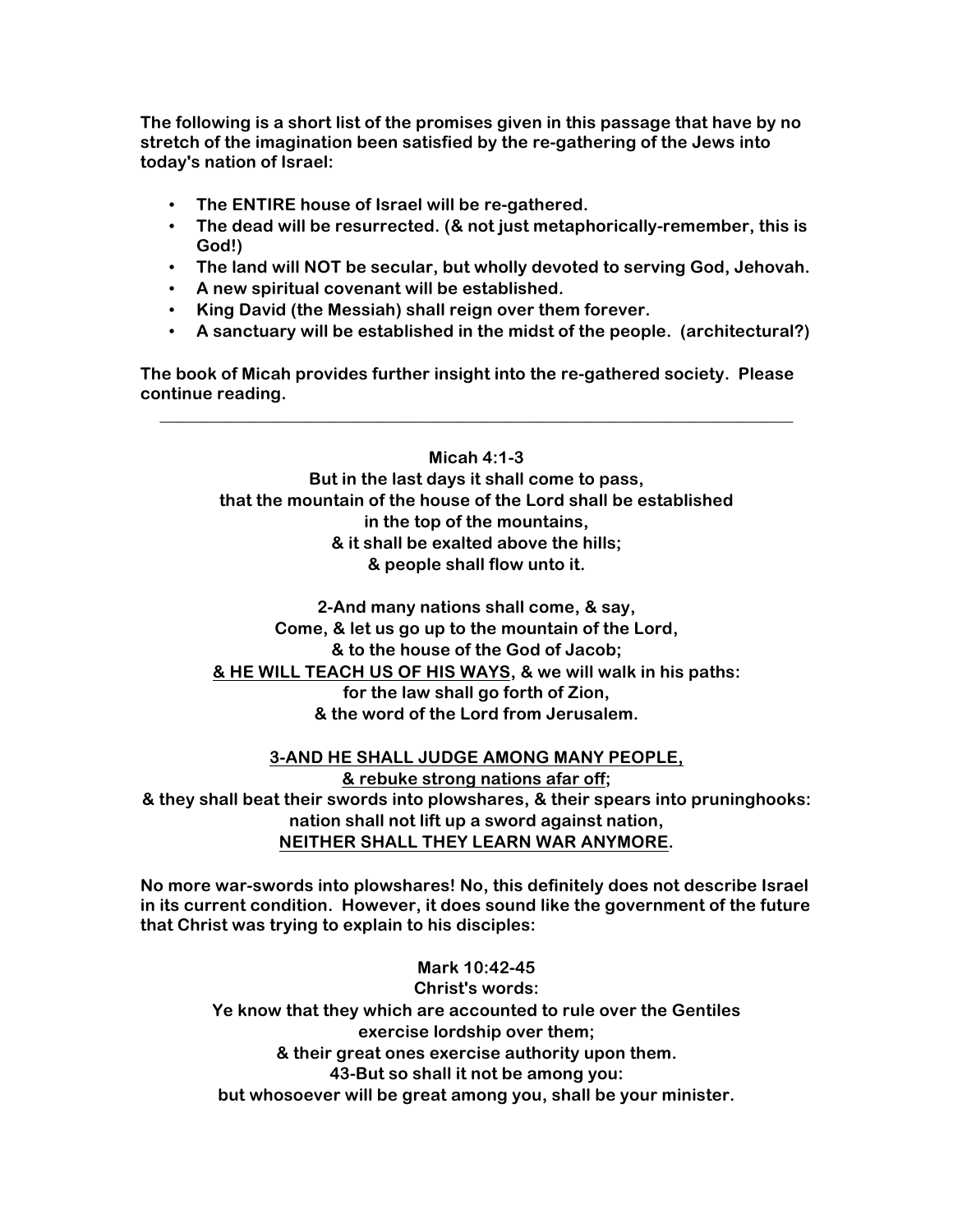**The following is a short list of the promises given in this passage that have by no stretch of the imagination been satisfied by the re-gathering of the Jews into today's nation of Israel:**

- **The ENTIRE house of Israel will be re-gathered.**
- **The dead will be resurrected. (& not just metaphorically-remember, this is God!)**
- **The land will NOT be secular, but wholly devoted to serving God, Jehovah.**
- **A new spiritual covenant will be established.**
- **King David (the Messiah) shall reign over them forever.**
- **A sanctuary will be established in the midst of the people. (architectural?)**

**The book of Micah provides further insight into the re-gathered society. Please continue reading.**

---

**Micah 4:1-3**
**But in the last days it shall come to pass,**
**that the mountain of the house of the Lord shall be established**
**in the top of the mountains,**
**& it shall be exalted above the hills;**
**& people shall flow unto it.**

**2-And many nations shall come, & say,**
**Come, & let us go up to the mountain of the Lord,**
**& to the house of the God of Jacob;**
**<u>& HE WILL TEACH US OF HIS WAYS</u>, & we will walk in his paths:**
**for the law shall go forth of Zion,**
**& the word of the Lord from Jerusalem.**

**<u>3-AND HE SHALL JUDGE AMONG MANY PEOPLE,</u>**
**<u>& rebuke strong nations afar off</u>;**
**& they shall beat their swords into plowshares, & their spears into pruninghooks:**
**nation shall not lift up a sword against nation,**
**<u>NEITHER SHALL THEY LEARN WAR ANYMORE</u>.**

**No more war-swords into plowshares! No, this definitely does not describe Israel in its current condition. However, it does sound like the government of the future that Christ was trying to explain to his disciples:**

**Mark 10:42-45**
**Christ's words:**
**Ye know that they which are accounted to rule over the Gentiles**
**exercise lordship over them;**
**& their great ones exercise authority upon them.**
**43-But so shall it not be among you:**
**but whosoever will be great among you, shall be your minister.**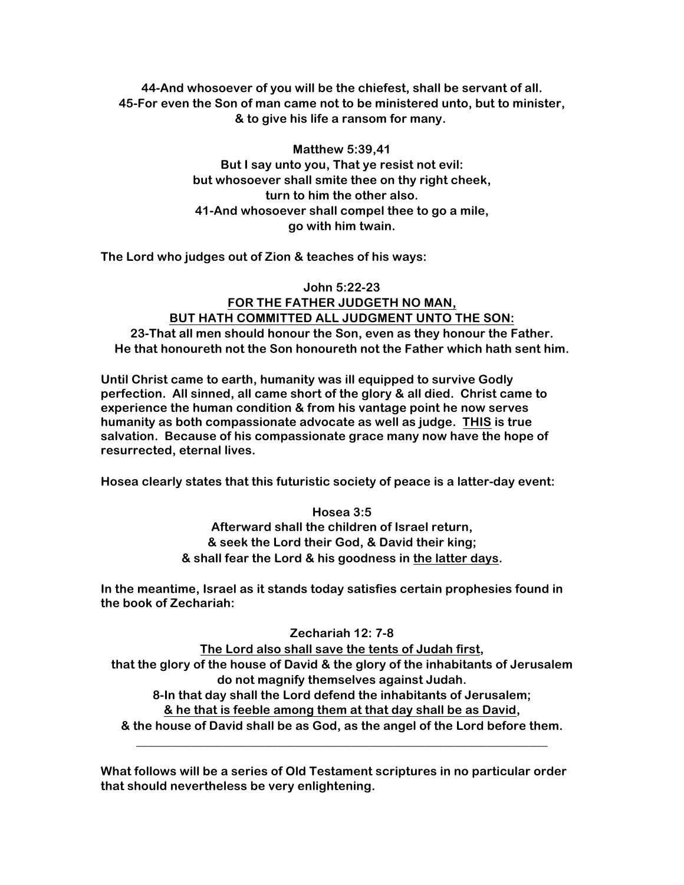**44-And whosoever of you will be the chiefest, shall be servant of all.**
**45-For even the Son of man came not to be ministered unto, but to minister, & to give his life a ransom for many.**

**Matthew 5:39,41**
**But I say unto you, That ye resist not evil:**
**but whosoever shall smite thee on thy right cheek,**
**turn to him the other also.**
**41-And whosoever shall compel thee to go a mile,**
**go with him twain.**

**The Lord who judges out of Zion & teaches of his ways:**

**John 5:22-23**
**<u>FOR THE FATHER JUDGETH NO MAN,</u>**
**<u>BUT HATH COMMITTED ALL JUDGMENT UNTO THE SON:</u>**
**23-That all men should honour the Son, even as they honour the Father.**
**He that honoureth not the Son honoureth not the Father which hath sent him.**

**Until Christ came to earth, humanity was ill equipped to survive Godly perfection. All sinned, all came short of the glory & all died. Christ came to experience the human condition & from his vantage point he now serves humanity as both compassionate advocate as well as judge. <u>THIS</u> is true salvation. Because of his compassionate grace many now have the hope of resurrected, eternal lives.**

**Hosea clearly states that this futuristic society of peace is a latter-day event:**

**Hosea 3:5**
**Afterward shall the children of Israel return,**
**& seek the Lord their God, & David their king;**
**& shall fear the Lord & his goodness in <u>the latter days</u>.**

**In the meantime, Israel as it stands today satisfies certain prophesies found in the book of Zechariah:**

**Zechariah 12: 7-8**
**<u>The Lord also shall save the tents of Judah first</u>,**
**that the glory of the house of David & the glory of the inhabitants of Jerusalem do not magnify themselves against Judah.**
**8-In that day shall the Lord defend the inhabitants of Jerusalem;**
**<u>& he that is feeble among them at that day shall be as David</u>,**
**& the house of David shall be as God, as the angel of the Lord before them.**

---

**What follows will be a series of Old Testament scriptures in no particular order that should nevertheless be very enlightening.**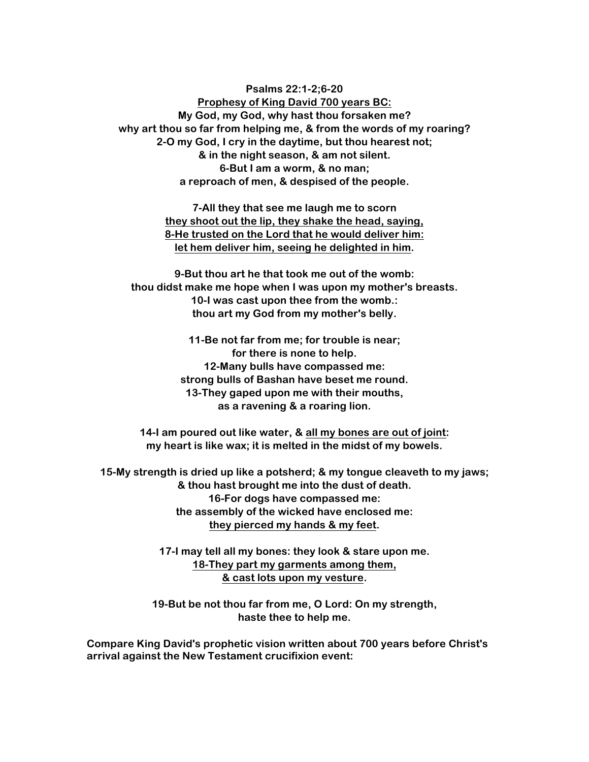**Psalms 22:1-2;6-20**

<u>**Prophesy of King David 700 years BC:**</u>

**My God, my God, why hast thou forsaken me?**
**why art thou so far from helping me, & from the words of my roaring?**
**2-O my God, I cry in the daytime, but thou hearest not;**
**& in the night season, & am not silent.**
**6-But I am a worm, & no man;**
**a reproach of men, & despised of the people.**

**7-All they that see me laugh me to scorn**
<u>**they shoot out the lip, they shake the head, saying,**</u>
<u>**8-He trusted on the Lord that he would deliver him:**</u>
<u>**let hem deliver him, seeing he delighted in him**</u>**.**

**9-But thou art he that took me out of the womb:**
**thou didst make me hope when I was upon my mother's breasts.**
**10-I was cast upon thee from the womb.:**
**thou art my God from my mother's belly.**

**11-Be not far from me; for trouble is near;**
**for there is none to help.**
**12-Many bulls have compassed me:**
**strong bulls of Bashan have beset me round.**
**13-They gaped upon me with their mouths,**
**as a ravening & a roaring lion.**

**14-I am poured out like water, &** <u>**all my bones are out of joint**</u>**:**
**my heart is like wax; it is melted in the midst of my bowels.**

**15-My strength is dried up like a potsherd; & my tongue cleaveth to my jaws;**
**& thou hast brought me into the dust of death.**
**16-For dogs have compassed me:**
**the assembly of the wicked have enclosed me:**
<u>**they pierced my hands & my feet**</u>**.**

**17-I may tell all my bones: they look & stare upon me.**
<u>**18-They part my garments among them,**</u>
<u>**& cast lots upon my vesture**</u>**.**

**19-But be not thou far from me, O Lord: On my strength,**
**haste thee to help me.**

**Compare King David's prophetic vision written about 700 years before Christ's arrival against the New Testament crucifixion event:**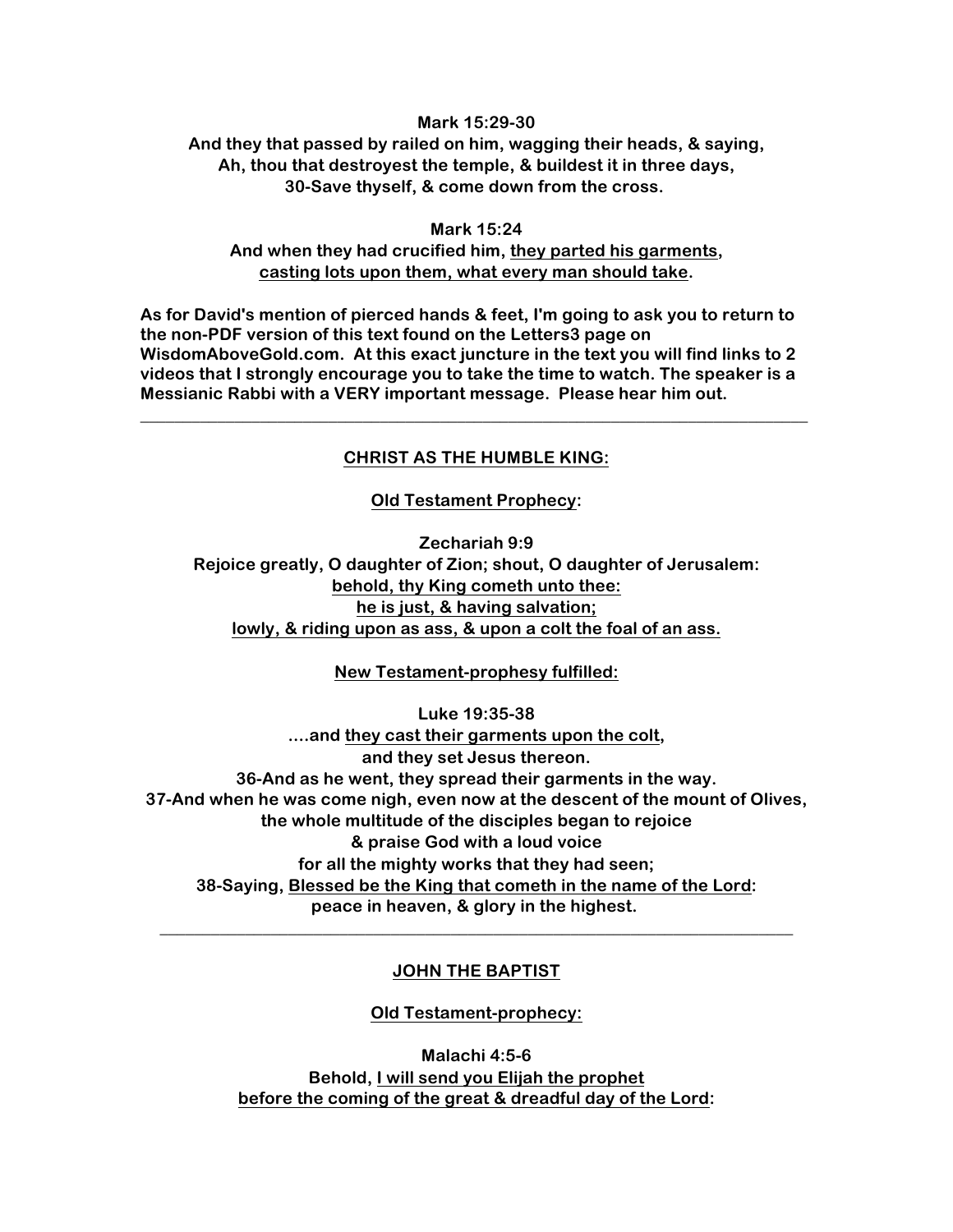**Mark 15:29-30**

**And they that passed by railed on him, wagging their heads, & saying, Ah, thou that destroyest the temple, & buildest it in three days, 30-Save thyself, & come down from the cross.**

**Mark 15:24**

**And when they had crucified him, <u>they parted his garments</u>, <u>casting lots upon them, what every man should take</u>.**

**As for David's mention of pierced hands & feet, I'm going to ask you to return to the non-PDF version of this text found on the Letters3 page on WisdomAboveGold.com. At this exact juncture in the text you will find links to 2 videos that I strongly encourage you to take the time to watch. The speaker is a Messianic Rabbi with a VERY important message. Please hear him out.**

---

## <u>CHRIST AS THE HUMBLE KING:</u>

### <u>Old Testament Prophecy:</u>

**Zechariah 9:9**

**Rejoice greatly, O daughter of Zion; shout, O daughter of Jerusalem:**
**<u>behold, thy King cometh unto thee:</u>**
**<u>he is just, & having salvation;</u>**
**<u>lowly, & riding upon as ass, & upon a colt the foal of an ass.</u>**

### <u>New Testament-prophesy fulfilled:</u>

**Luke 19:35-38**

**....and <u>they cast their garments upon the colt</u>,**
**and they set Jesus thereon.**
**36-And as he went, they spread their garments in the way.**
**37-And when he was come nigh, even now at the descent of the mount of Olives,**
**the whole multitude of the disciples began to rejoice**
**& praise God with a loud voice**
**for all the mighty works that they had seen;**
**38-Saying, <u>Blessed be the King that cometh in the name of the Lord</u>:**
**peace in heaven, & glory in the highest.**

---

## <u>JOHN THE BAPTIST</u>

### <u>Old Testament-prophecy:</u>

**Malachi 4:5-6**

**Behold, <u>I will send you Elijah the prophet</u>**
**<u>before the coming of the great & dreadful day of the Lord</u>:**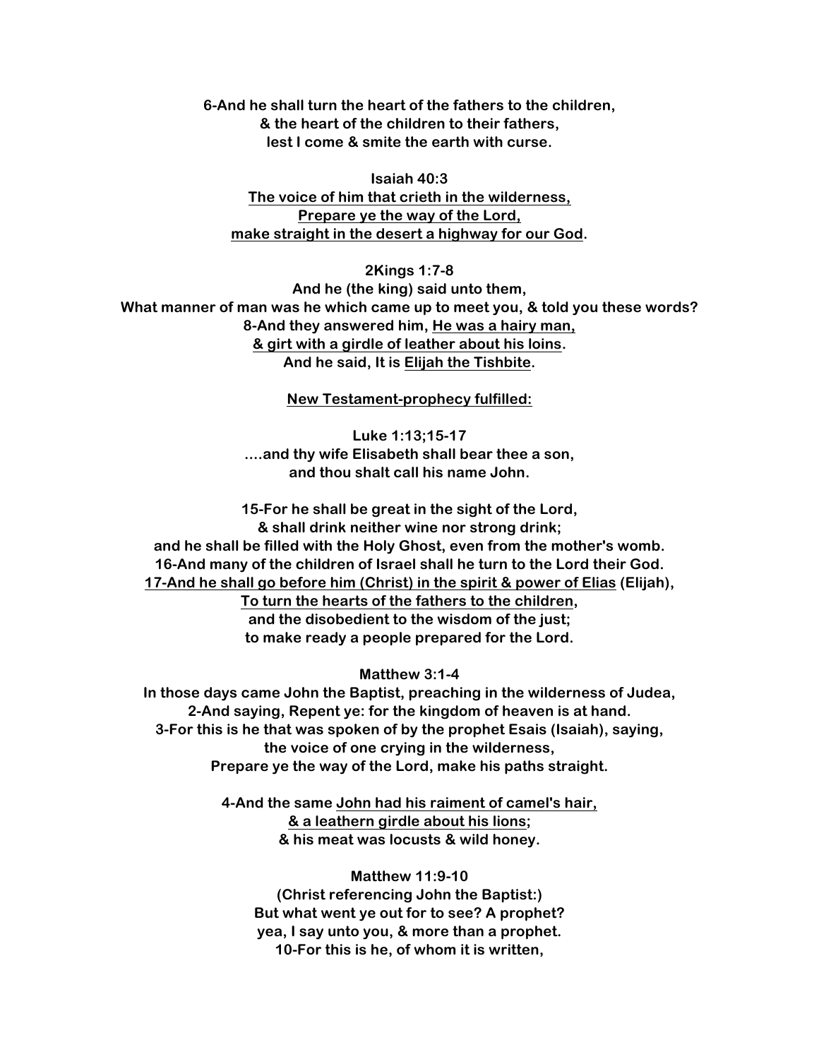**6-And he shall turn the heart of the fathers to the children,**
**& the heart of the children to their fathers,**
**lest I come & smite the earth with curse.**

**Isaiah 40:3**
**<u>The voice of him that crieth in the wilderness,</u>**
**<u>Prepare ye the way of the Lord,</u>**
**<u>make straight in the desert a highway for our God</u>.**

**2Kings 1:7-8**
**And he (the king) said unto them,**
**What manner of man was he which came up to meet you, & told you these words?**
**8-And they answered him, <u>He was a hairy man,</u>**
**<u>& girt with a girdle of leather about his loins</u>.**
**And he said, It is <u>Elijah the Tishbite</u>.**

**<u>New Testament-prophecy fulfilled:</u>**

**Luke 1:13;15-17**
**....and thy wife Elisabeth shall bear thee a son,**
**and thou shalt call his name John.**

**15-For he shall be great in the sight of the Lord,**
**& shall drink neither wine nor strong drink;**
**and he shall be filled with the Holy Ghost, even from the mother's womb.**
**16-And many of the children of Israel shall he turn to the Lord their God.**
**<u>17-And he shall go before him (Christ) in the spirit & power of Elias</u> (Elijah),**
**<u>To turn the hearts of the fathers to the children</u>,**
**and the disobedient to the wisdom of the just;**
**to make ready a people prepared for the Lord.**

**Matthew 3:1-4**
**In those days came John the Baptist, preaching in the wilderness of Judea,**
**2-And saying, Repent ye: for the kingdom of heaven is at hand.**
**3-For this is he that was spoken of by the prophet Esais (Isaiah), saying,**
**the voice of one crying in the wilderness,**
**Prepare ye the way of the Lord, make his paths straight.**

**4-And the same <u>John had his raiment of camel's hair,</u>**
**<u>& a leathern girdle about his lions</u>;**
**& his meat was locusts & wild honey.**

**Matthew 11:9-10**
**(Christ referencing John the Baptist:)**
**But what went ye out for to see? A prophet?**
**yea, I say unto you, & more than a prophet.**
**10-For this is he, of whom it is written,**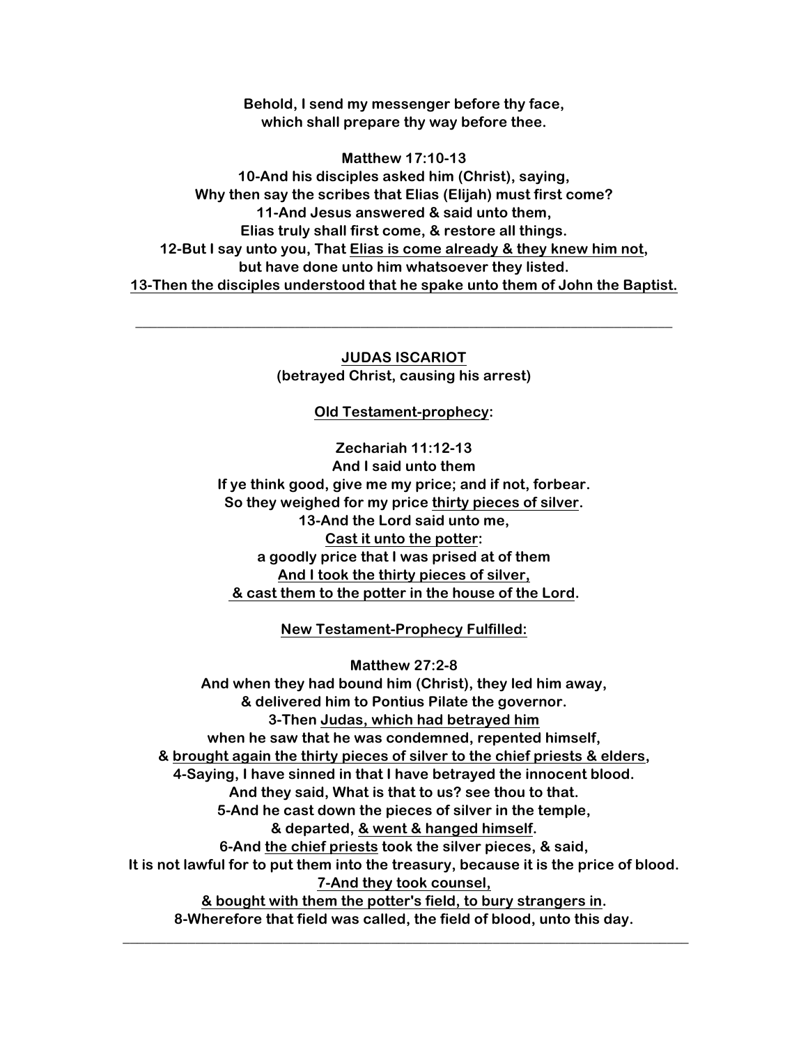**Behold, I send my messenger before thy face,**
**which shall prepare thy way before thee.**

**Matthew 17:10-13**
**10-And his disciples asked him (Christ), saying,**
**Why then say the scribes that Elias (Elijah) must first come?**
**11-And Jesus answered & said unto them,**
**Elias truly shall first come, & restore all things.**
**12-But I say unto you, That <u>Elias is come already & they knew him not</u>,**
**but have done unto him whatsoever they listed.**
**<u>13-Then the disciples understood that he spake unto them of John the Baptist.</u>**

---

**<u>JUDAS ISCARIOT</u>**
**(betrayed Christ, causing his arrest)**

**<u>Old Testament-prophecy</u>:**

**Zechariah 11:12-13**
**And I said unto them**
**If ye think good, give me my price; and if not, forbear.**
**So they weighed for my price <u>thirty pieces of silver</u>.**
**13-And the Lord said unto me,**
**<u>Cast it unto the potter</u>:**
**a goodly price that I was prised at of them**
**<u>And I took the thirty pieces of silver,</u>**
**<u>& cast them to the potter in the house of the Lord</u>.**

**<u>New Testament-Prophecy Fulfilled:</u>**

**Matthew 27:2-8**
**And when they had bound him (Christ), they led him away,**
**& delivered him to Pontius Pilate the governor.**
**3-Then <u>Judas, which had betrayed him</u>**
**when he saw that he was condemned, repented himself,**
**& <u>brought again the thirty pieces of silver to the chief priests & elders</u>,**
**4-Saying, I have sinned in that I have betrayed the innocent blood.**
**And they said, What is that to us? see thou to that.**
**5-And he cast down the pieces of silver in the temple,**
**& departed, <u>& went & hanged himself</u>.**
**6-And <u>the chief priests</u> took the silver pieces, & said,**
**It is not lawful for to put them into the treasury, because it is the price of blood.**
**<u>7-And they took counsel,</u>**
**<u>& bought with them the potter's field, to bury strangers in</u>.**
**8-Wherefore that field was called, the field of blood, unto this day.**

---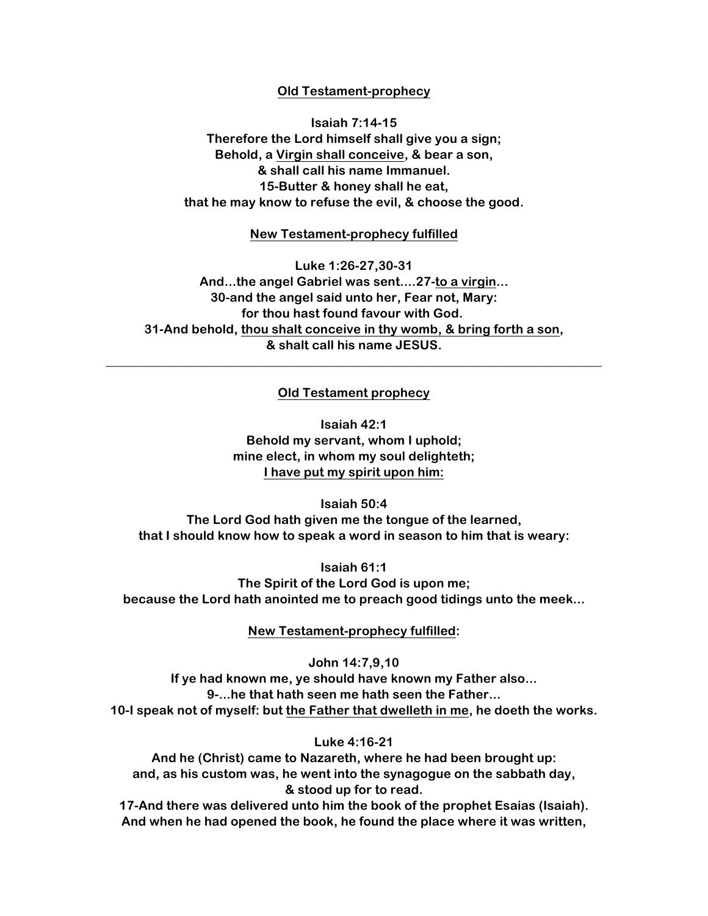**<u>Old Testament-prophecy</u>**

**Isaiah 7:14-15**
**Therefore the Lord himself shall give you a sign;**
**Behold, a <u>Virgin shall conceive</u>, & bear a son,**
**& shall call his name Immanuel.**
**15-Butter & honey shall he eat,**
**that he may know to refuse the evil, & choose the good.**

**<u>New Testament-prophecy fulfilled</u>**

**Luke 1:26-27,30-31**
**And…the angel Gabriel was sent….27-<u>to a virgin</u>…**
**30-and the angel said unto her, Fear not, Mary:**
**for thou hast found favour with God.**
**31-And behold, <u>thou shalt conceive in thy womb, & bring forth a son</u>,**
**& shalt call his name JESUS.**

---

**<u>Old Testament prophecy</u>**

**Isaiah 42:1**
**Behold my servant, whom I uphold;**
**mine elect, in whom my soul delighteth;**
**<u>I have put my spirit upon him</u>:**

**Isaiah 50:4**
**The Lord God hath given me the tongue of the learned,**
**that I should know how to speak a word in season to him that is weary:**

**Isaiah 61:1**
**The Spirit of the Lord God is upon me;**
**because the Lord hath anointed me to preach good tidings unto the meek…**

**<u>New Testament-prophecy fulfilled</u>:**

**John 14:7,9,10**
**If ye had known me, ye should have known my Father also…**
**9-…he that hath seen me hath seen the Father…**
**10-I speak not of myself: but <u>the Father that dwelleth in me</u>, he doeth the works.**

**Luke 4:16-21**
**And he (Christ) came to Nazareth, where he had been brought up:**
**and, as his custom was, he went into the synagogue on the sabbath day,**
**& stood up for to read.**
**17-And there was delivered unto him the book of the prophet Esaias (Isaiah).**
**And when he had opened the book, he found the place where it was written,**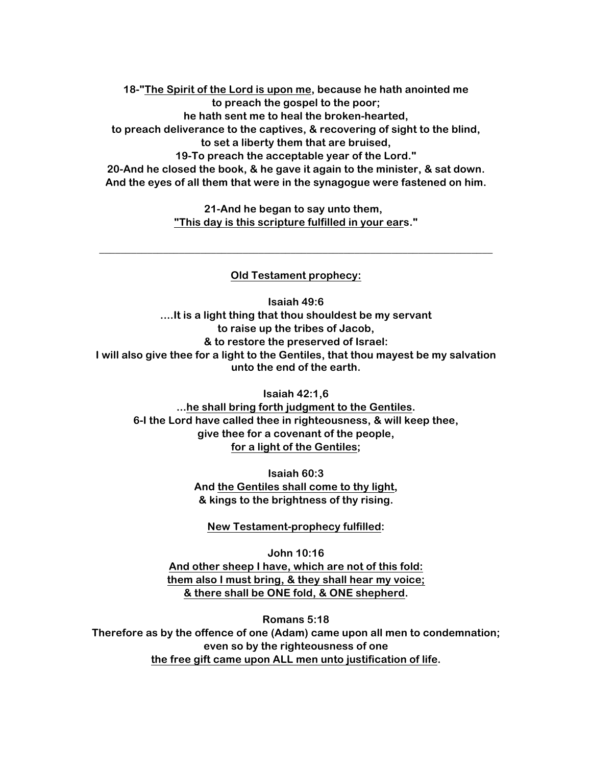**18-"<u>The Spirit of the Lord is upon me</u>, because he hath anointed me to preach the gospel to the poor;**
**he hath sent me to heal the broken-hearted,**
**to preach deliverance to the captives, & recovering of sight to the blind,**
**to set a liberty them that are bruised,**
**19-To preach the acceptable year of the Lord."**
**20-And he closed the book, & he gave it again to the minister, & sat down.**
**And the eyes of all them that were in the synagogue were fastened on him.**

**21-And he began to say unto them,**
**<u>"This day is this scripture fulfilled in your ear</u>s."**

---

**<u>Old Testament prophecy:</u>**

**Isaiah 49:6**
**....It is a light thing that thou shouldest be my servant**
**to raise up the tribes of Jacob,**
**& to restore the preserved of Israel:**
**I will also give thee for a light to the Gentiles, that thou mayest be my salvation unto the end of the earth.**

**Isaiah 42:1,6**
**...<u>he shall bring forth judgment to the Gentiles</u>.**
**6-I the Lord have called thee in righteousness, & will keep thee,**
**give thee for a covenant of the people,**
**<u>for a light of the Gentiles</u>;**

**Isaiah 60:3**
**And <u>the Gentiles shall come to thy light</u>,**
**& kings to the brightness of thy rising.**

**<u>New Testament-prophecy fulfilled</u>:**

**John 10:16**
**<u>And other sheep I have, which are not of this fold:</u>**
**<u>them also I must bring, & they shall hear my voice;</u>**
**<u>& there shall be ONE fold, & ONE shepherd</u>.**

**Romans 5:18**
**Therefore as by the offence of one (Adam) came upon all men to condemnation;**
**even so by the righteousness of one**
**<u>the free gift came upon ALL men unto justification of life</u>.**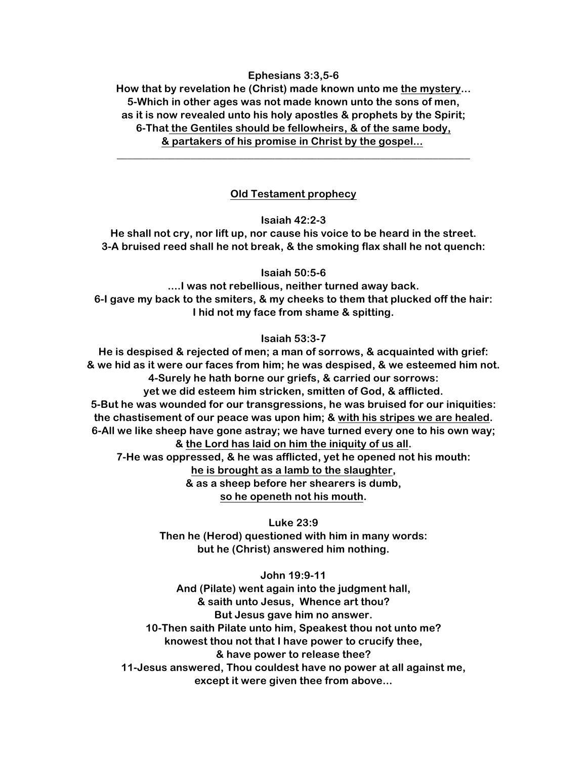**Ephesians 3:3,5-6**

**How that by revelation he (Christ) made known unto me <u>the mystery</u>…**
**5-Which in other ages was not made known unto the sons of men,**
**as it is now revealed unto his holy apostles & prophets by the Spirit;**
**6-That <u>the Gentiles should be fellowheirs, & of the same body,</u>**
**<u>& partakers of his promise in Christ by the gospel…</u>**

---

**<u>Old Testament prophecy</u>**

**Isaiah 42:2-3**

**He shall not cry, nor lift up, nor cause his voice to be heard in the street.**
**3-A bruised reed shall he not break, & the smoking flax shall he not quench:**

**Isaiah 50:5-6**

**….I was not rebellious, neither turned away back.**
**6-I gave my back to the smiters, & my cheeks to them that plucked off the hair:**
**I hid not my face from shame & spitting.**

**Isaiah 53:3-7**

**He is despised & rejected of men; a man of sorrows, & acquainted with grief:**
**& we hid as it were our faces from him; he was despised, & we esteemed him not.**
**4-Surely he hath borne our griefs, & carried our sorrows:**
**yet we did esteem him stricken, smitten of God, & afflicted.**
**5-But he was wounded for our transgressions, he was bruised for our iniquities:**
**the chastisement of our peace was upon him; & <u>with his stripes we are healed</u>.**
**6-All we like sheep have gone astray; we have turned every one to his own way;**
**& <u>the Lord has laid on him the iniquity of us all</u>.**
**7-He was oppressed, & he was afflicted, yet he opened not his mouth:**
**<u>he is brought as a lamb to the slaughter</u>,**
**& as a sheep before her shearers is dumb,**
**<u>so he openeth not his mouth</u>.**

**Luke 23:9**

**Then he (Herod) questioned with him in many words:**
**but he (Christ) answered him nothing.**

**John 19:9-11**

**And (Pilate) went again into the judgment hall,**
**& saith unto Jesus, Whence art thou?**
**But Jesus gave him no answer.**
**10-Then saith Pilate unto him, Speakest thou not unto me?**
**knowest thou not that I have power to crucify thee,**
**& have power to release thee?**
**11-Jesus answered, Thou couldest have no power at all against me,**
**except it were given thee from above…**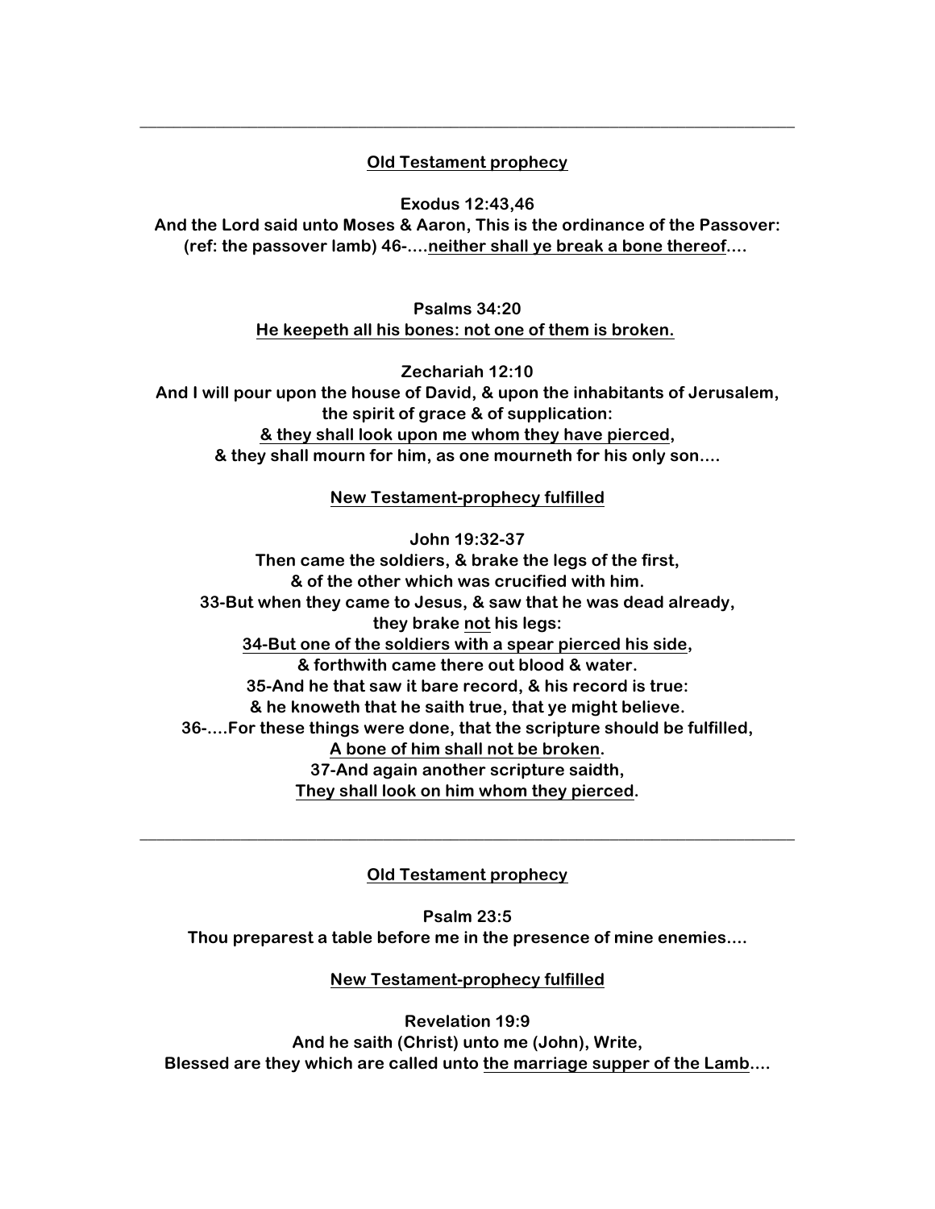---

**Old Testament prophecy**

**Exodus 12:43,46**

**And the Lord said unto Moses & Aaron, This is the ordinance of the Passover: (ref: the passover lamb) 46-....neither shall ye break a bone thereof....**

**Psalms 34:20**

**He keepeth all his bones: not one of them is broken.**

**Zechariah 12:10**

**And I will pour upon the house of David, & upon the inhabitants of Jerusalem, the spirit of grace & of supplication:**
**& they shall look upon me whom they have pierced,**
**& they shall mourn for him, as one mourneth for his only son....**

**New Testament-prophecy fulfilled**

**John 19:32-37**

**Then came the soldiers, & brake the legs of the first,**
**& of the other which was crucified with him.**
**33-But when they came to Jesus, & saw that he was dead already,**
**they brake not his legs:**
**34-But one of the soldiers with a spear pierced his side,**
**& forthwith came there out blood & water.**
**35-And he that saw it bare record, & his record is true:**
**& he knoweth that he saith true, that ye might believe.**
**36-....For these things were done, that the scripture should be fulfilled,**
**A bone of him shall not be broken.**
**37-And again another scripture saidth,**
**They shall look on him whom they pierced.**

---

**Old Testament prophecy**

**Psalm 23:5**

**Thou preparest a table before me in the presence of mine enemies....**

**New Testament-prophecy fulfilled**

**Revelation 19:9**

**And he saith (Christ) unto me (John), Write,**
**Blessed are they which are called unto the marriage supper of the Lamb....**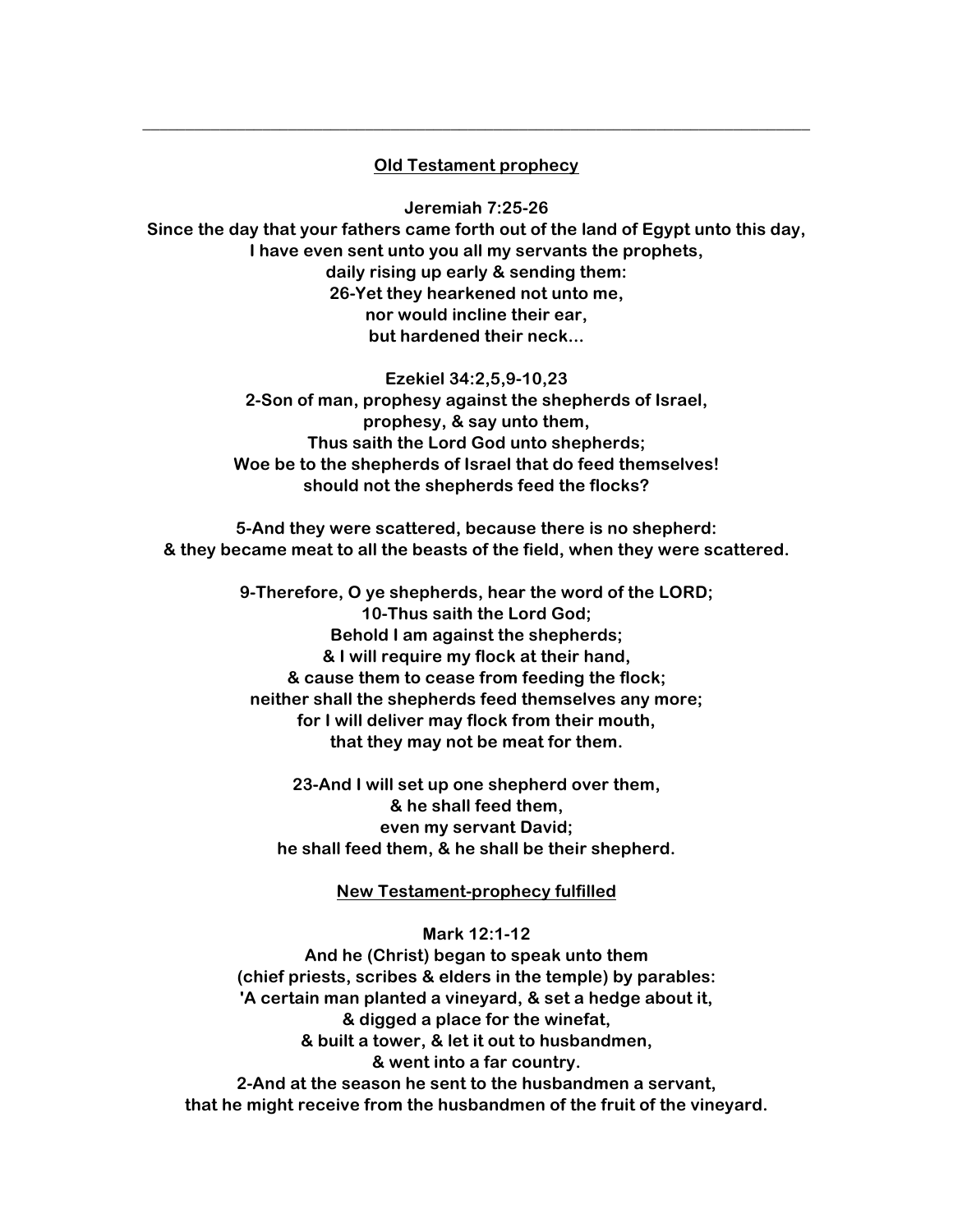---

**<u>Old Testament prophecy</u>**

**Jeremiah 7:25-26**
**Since the day that your fathers came forth out of the land of Egypt unto this day,**
**I have even sent unto you all my servants the prophets,**
**daily rising up early & sending them:**
**26-Yet they hearkened not unto me,**
**nor would incline their ear,**
**but hardened their neck…**

**Ezekiel 34:2,5,9-10,23**
**2-Son of man, prophesy against the shepherds of Israel,**
**prophesy, & say unto them,**
**Thus saith the Lord God unto shepherds;**
**Woe be to the shepherds of Israel that do feed themselves!**
**should not the shepherds feed the flocks?**

**5-And they were scattered, because there is no shepherd:**
**& they became meat to all the beasts of the field, when they were scattered.**

**9-Therefore, O ye shepherds, hear the word of the LORD;**
**10-Thus saith the Lord God;**
**Behold I am against the shepherds;**
**& I will require my flock at their hand,**
**& cause them to cease from feeding the flock;**
**neither shall the shepherds feed themselves any more;**
**for I will deliver may flock from their mouth,**
**that they may not be meat for them.**

**23-And I will set up one shepherd over them,**
**& he shall feed them,**
**even my servant David;**
**he shall feed them, & he shall be their shepherd.**

**<u>New Testament-prophecy fulfilled</u>**

**Mark 12:1-12**
**And he (Christ) began to speak unto them**
**(chief priests, scribes & elders in the temple) by parables:**
**'A certain man planted a vineyard, & set a hedge about it,**
**& digged a place for the winefat,**
**& built a tower, & let it out to husbandmen,**
**& went into a far country.**
**2-And at the season he sent to the husbandmen a servant,**
**that he might receive from the husbandmen of the fruit of the vineyard.**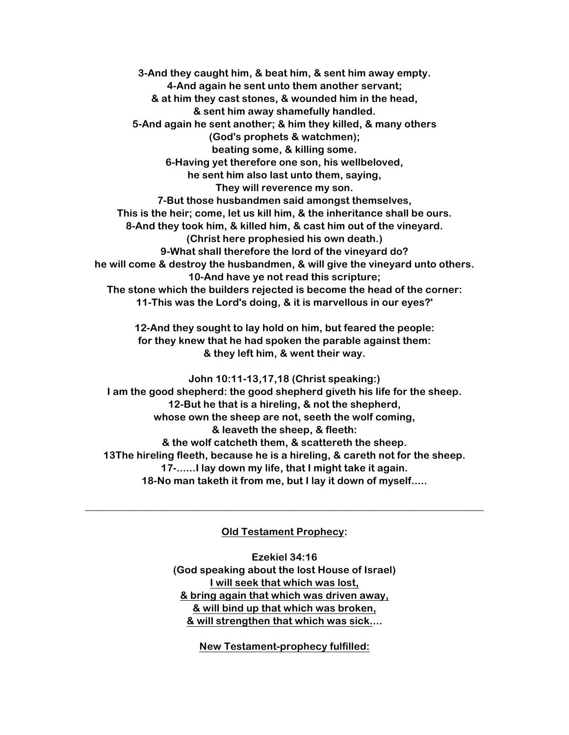**3-And they caught him, & beat him, & sent him away empty.**
**4-And again he sent unto them another servant;**
**& at him they cast stones, & wounded him in the head,**
**& sent him away shamefully handled.**
**5-And again he sent another; & him they killed, & many others**
**(God's prophets & watchmen);**
**beating some, & killing some.**
**6-Having yet therefore one son, his wellbeloved,**
**he sent him also last unto them, saying,**
**They will reverence my son.**
**7-But those husbandmen said amongst themselves,**
**This is the heir; come, let us kill him, & the inheritance shall be ours.**
**8-And they took him, & killed him, & cast him out of the vineyard.**
**(Christ here prophesied his own death.)**
**9-What shall therefore the lord of the vineyard do?**
**he will come & destroy the husbandmen, & will give the vineyard unto others.**
**10-And have ye not read this scripture;**
**The stone which the builders rejected is become the head of the corner:**
**11-This was the Lord's doing, & it is marvellous in our eyes?'**

**12-And they sought to lay hold on him, but feared the people:**
**for they knew that he had spoken the parable against them:**
**& they left him, & went their way.**

**John 10:11-13,17,18 (Christ speaking:)**
**I am the good shepherd: the good shepherd giveth his life for the sheep.**
**12-But he that is a hireling, & not the shepherd,**
**whose own the sheep are not, seeth the wolf coming,**
**& leaveth the sheep, & fleeth:**
**& the wolf catcheth them, & scattereth the sheep.**
**13The hireling fleeth, because he is a hireling, & careth not for the sheep.**
**17-......I lay down my life, that I might take it again.**
**18-No man taketh it from me, but I lay it down of myself.....**

---

**<u>Old Testament Prophecy</u>:**

**Ezekiel 34:16**
**(God speaking about the lost House of Israel)**
**<u>I will seek that which was lost,</u>**
**<u>& bring again that which was driven away,</u>**
**<u>& will bind up that which was broken,</u>**
**<u>& will strengthen that which was sick</u>....**

**<u>New Testament-prophecy fulfilled:</u>**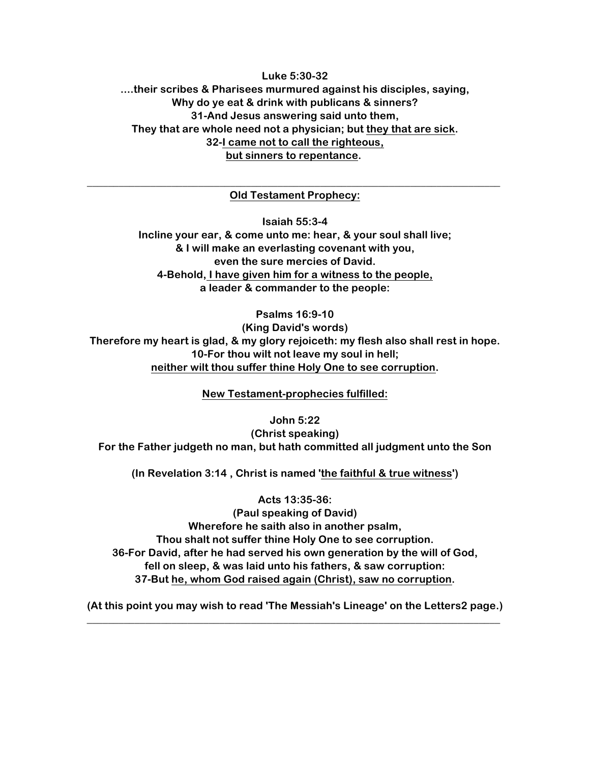**Luke 5:30-32**
**....their scribes & Pharisees murmured against his disciples, saying,**
**Why do ye eat & drink with publicans & sinners?**
**31-And Jesus answering said unto them,**
**They that are whole need not a physician; but <u>they that are sick</u>.**
**32-<u>I came not to call the righteous,</u>**
**<u>but sinners to repentance</u>.**

---

**<u>Old Testament Prophecy:</u>**

**Isaiah 55:3-4**
**Incline your ear, & come unto me: hear, & your soul shall live;**
**& I will make an everlasting covenant with you,**
**even the sure mercies of David.**
**4-Behold, <u>I have given him for a witness to the people,</u>**
**a leader & commander to the people:**

**Psalms 16:9-10**
**(King David's words)**
**Therefore my heart is glad, & my glory rejoiceth: my flesh also shall rest in hope.**
**10-For thou wilt not leave my soul in hell;**
**<u>neither wilt thou suffer thine Holy One to see corruption</u>.**

**<u>New Testament-prophecies fulfilled:</u>**

**John 5:22**
**(Christ speaking)**
**For the Father judgeth no man, but hath committed all judgment unto the Son**

**(In Revelation 3:14 , Christ is named '<u>the faithful & true witness</u>')**

**Acts 13:35-36:**
**(Paul speaking of David)**
**Wherefore he saith also in another psalm,**
**Thou shalt not suffer thine Holy One to see corruption.**
**36-For David, after he had served his own generation by the will of God,**
**fell on sleep, & was laid unto his fathers, & saw corruption:**
**37-But <u>he, whom God raised again (Christ), saw no corruption</u>.**

**(At this point you may wish to read 'The Messiah's Lineage' on the Letters2 page.)**

---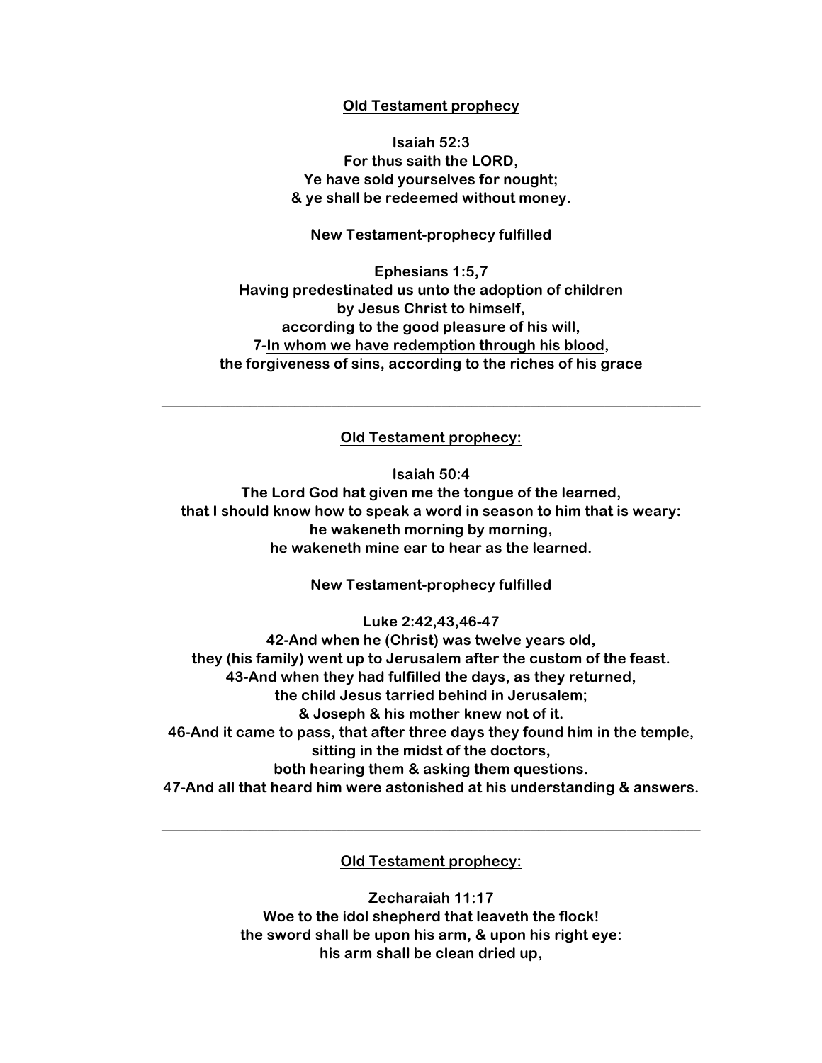**<u>Old Testament prophecy</u>**

**Isaiah 52:3**
**For thus saith the LORD,**
**Ye have sold yourselves for nought;**
**& <u>ye shall be redeemed without money</u>.**

**<u>New Testament-prophecy fulfilled</u>**

**Ephesians 1:5,7**
**Having predestinated us unto the adoption of children**
**by Jesus Christ to himself,**
**according to the good pleasure of his will,**
**7-<u>In whom we have redemption through his blood</u>,**
**the forgiveness of sins, according to the riches of his grace**

---

**<u>Old Testament prophecy:</u>**

**Isaiah 50:4**
**The Lord God hat given me the tongue of the learned,**
**that I should know how to speak a word in season to him that is weary:**
**he wakeneth morning by morning,**
**he wakeneth mine ear to hear as the learned.**

**<u>New Testament-prophecy fulfilled</u>**

**Luke 2:42,43,46-47**
**42-And when he (Christ) was twelve years old,**
**they (his family) went up to Jerusalem after the custom of the feast.**
**43-And when they had fulfilled the days, as they returned,**
**the child Jesus tarried behind in Jerusalem;**
**& Joseph & his mother knew not of it.**
**46-And it came to pass, that after three days they found him in the temple,**
**sitting in the midst of the doctors,**
**both hearing them & asking them questions.**
**47-And all that heard him were astonished at his understanding & answers.**

---

**<u>Old Testament prophecy:</u>**

**Zecharaiah 11:17**
**Woe to the idol shepherd that leaveth the flock!**
**the sword shall be upon his arm, & upon his right eye:**
**his arm shall be clean dried up,**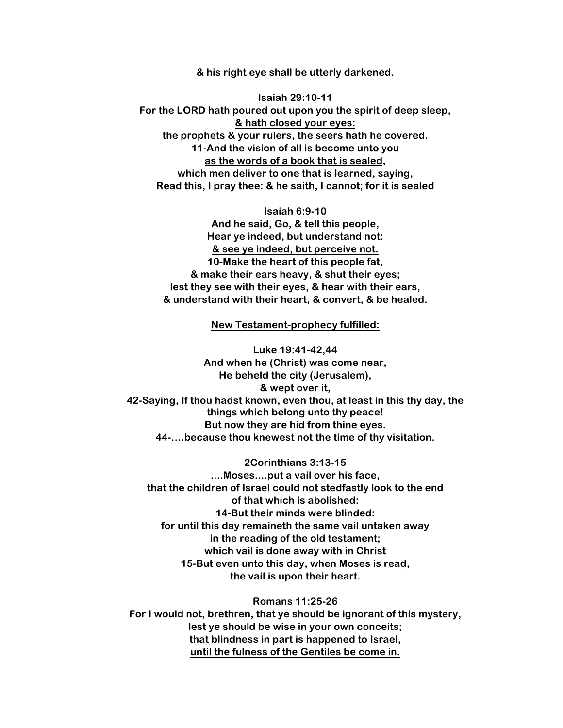**& <u>his right eye shall be utterly darkened</u>.**

**Isaiah 29:10-11**
**<u>For the LORD hath poured out upon you the spirit of deep sleep,</u>**
**<u>& hath closed your eyes:</u>**
**the prophets & your rulers, the seers hath he covered.**
**11-And <u>the vision of all is become unto you</u>**
**<u>as the words of a book that is sealed</u>,**
**which men deliver to one that is learned, saying,**
**Read this, I pray thee: & he saith, I cannot; for it is sealed**

**Isaiah 6:9-10**
**And he said, Go, & tell this people,**
**<u>Hear ye indeed, but understand not:</u>**
**<u>& see ye indeed, but perceive not.</u>**
**10-Make the heart of this people fat,**
**& make their ears heavy, & shut their eyes;**
**lest they see with their eyes, & hear with their ears,**
**& understand with their heart, & convert, & be healed.**

**<u>New Testament-prophecy fulfilled:</u>**

**Luke 19:41-42,44**
**And when he (Christ) was come near,**
**He beheld the city (Jerusalem),**
**& wept over it,**
**42-Saying, If thou hadst known, even thou, at least in this thy day, the things which belong unto thy peace!**
**<u>But now they are hid from thine eyes.</u>**
**44-….<u>because thou knewest not the time of thy visitation</u>.**

**2Corinthians 3:13-15**
**….Moses….put a vail over his face,**
**that the children of Israel could not stedfastly look to the end of that which is abolished:**
**14-But their minds were blinded:**
**for until this day remaineth the same vail untaken away**
**in the reading of the old testament;**
**which vail is done away with in Christ**
**15-But even unto this day, when Moses is read,**
**the vail is upon their heart.**

**Romans 11:25-26**
**For I would not, brethren, that ye should be ignorant of this mystery,**
**lest ye should be wise in your own conceits;**
**that <u>blindness</u> in part <u>is happened to Israel</u>,**
**<u>until the fulness of the Gentiles be come in.</u>**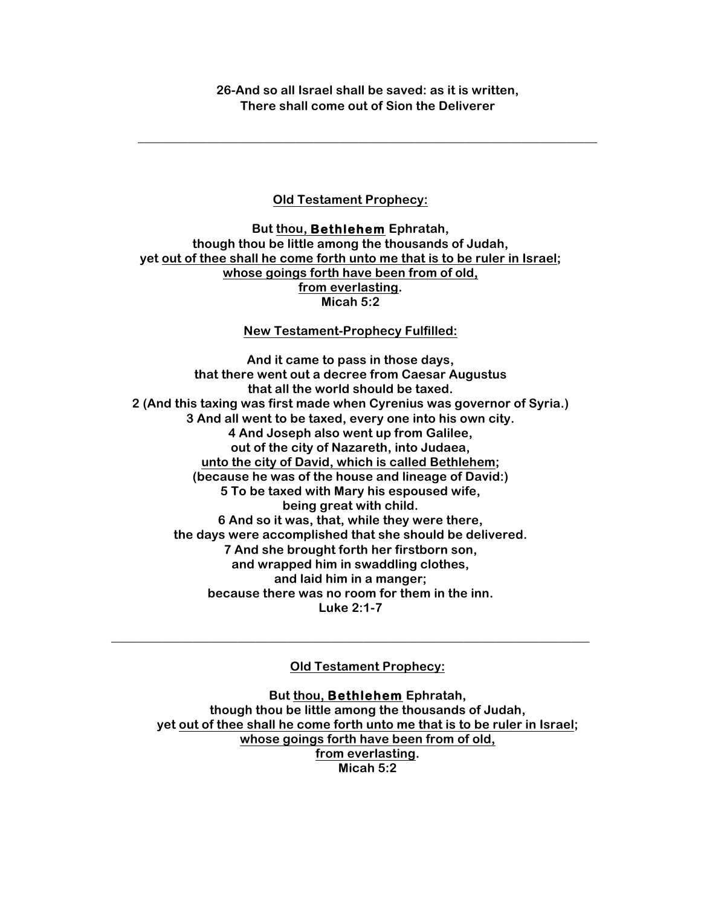**26-And so all Israel shall be saved: as it is written,**
**There shall come out of Sion the Deliverer**

---

**Old Testament Prophecy:**

**But thou, Bethlehem Ephratah,**
**though thou be little among the thousands of Judah,**
**yet out of thee shall he come forth unto me that is to be ruler in Israel;**
**whose goings forth have been from of old,**
**from everlasting.**
**Micah 5:2**

**New Testament-Prophecy Fulfilled:**

**And it came to pass in those days,**
**that there went out a decree from Caesar Augustus**
**that all the world should be taxed.**
**2 (And this taxing was first made when Cyrenius was governor of Syria.)**
**3 And all went to be taxed, every one into his own city.**
**4 And Joseph also went up from Galilee,**
**out of the city of Nazareth, into Judaea,**
**unto the city of David, which is called Bethlehem;**
**(because he was of the house and lineage of David:)**
**5 To be taxed with Mary his espoused wife,**
**being great with child.**
**6 And so it was, that, while they were there,**
**the days were accomplished that she should be delivered.**
**7 And she brought forth her firstborn son,**
**and wrapped him in swaddling clothes,**
**and laid him in a manger;**
**because there was no room for them in the inn.**
**Luke 2:1-7**

---

**Old Testament Prophecy:**

**But thou, Bethlehem Ephratah,**
**though thou be little among the thousands of Judah,**
**yet out of thee shall he come forth unto me that is to be ruler in Israel;**
**whose goings forth have been from of old,**
**from everlasting.**
**Micah 5:2**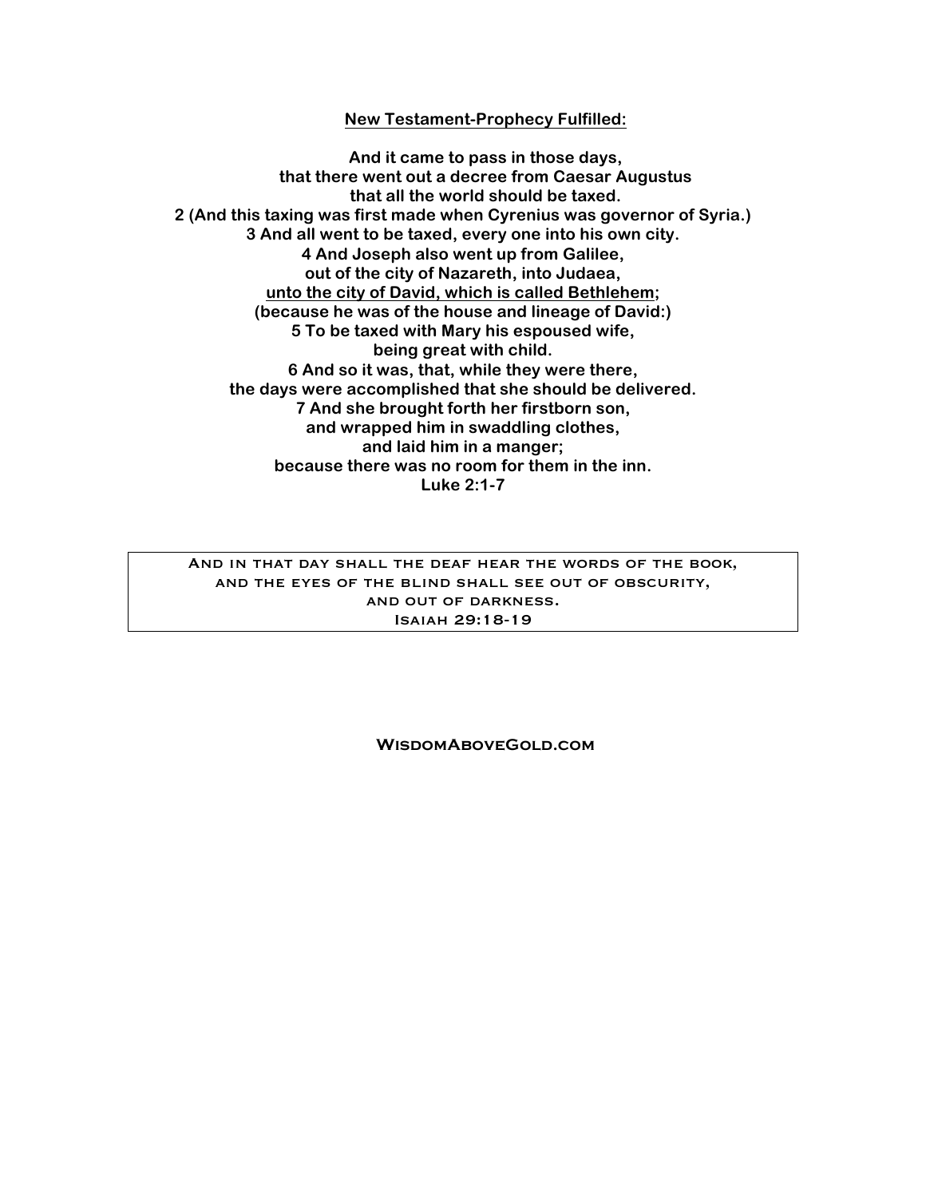**<u>New Testament-Prophecy Fulfilled:</u>**

**And it came to pass in those days,**
**that there went out a decree from Caesar Augustus**
**that all the world should be taxed.**
**2 (And this taxing was first made when Cyrenius was governor of Syria.)**
**3 And all went to be taxed, every one into his own city.**
**4 And Joseph also went up from Galilee,**
**out of the city of Nazareth, into Judaea,**
**<u>unto the city of David, which is called Bethlehem</u>;**
**(because he was of the house and lineage of David:)**
**5 To be taxed with Mary his espoused wife,**
**being great with child.**
**6 And so it was, that, while they were there,**
**the days were accomplished that she should be delivered.**
**7 And she brought forth her firstborn son,**
**and wrapped him in swaddling clothes,**
**and laid him in a manger;**
**because there was no room for them in the inn.**
**Luke 2:1-7**

And in that day shall the deaf hear the words of the book,
and the eyes of the blind shall see out of obscurity,
and out of darkness.
Isaiah 29:18-19

**WisdomAboveGold.com**